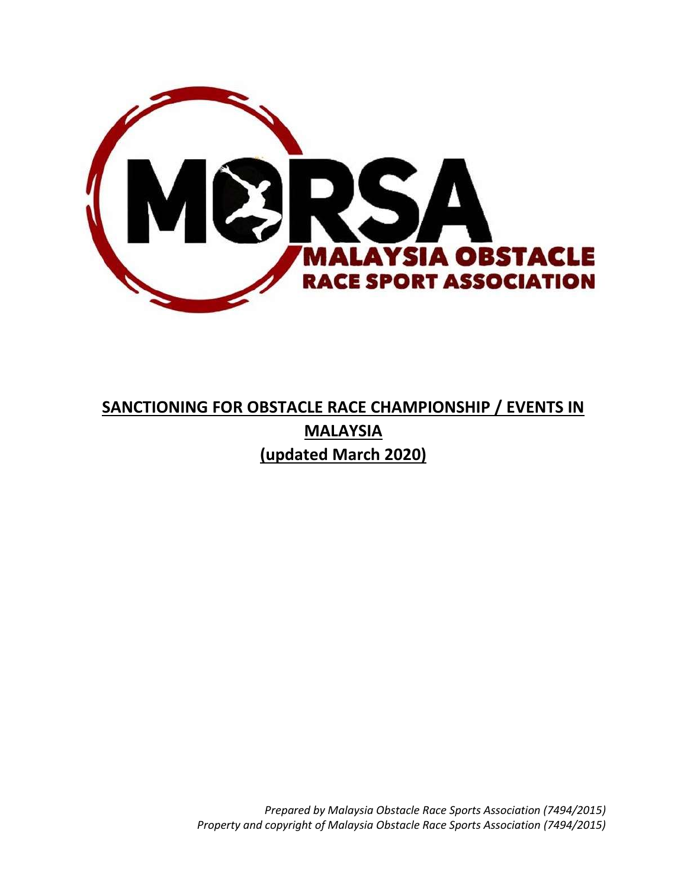MORSA

MALAYSIA OBSTACLE RACE SPORT ASSOCIATION

# SANCTIONING FOR OBSTACLE RACE CHAMPIONSHIP / EVENTS IN MALAYSIA (updated March 2020)

*Prepared by Malaysia Obstacle Race Sports Association (7494/2015)*
*Property and copyright of Malaysia Obstacle Race Sports Association (7494/2015)*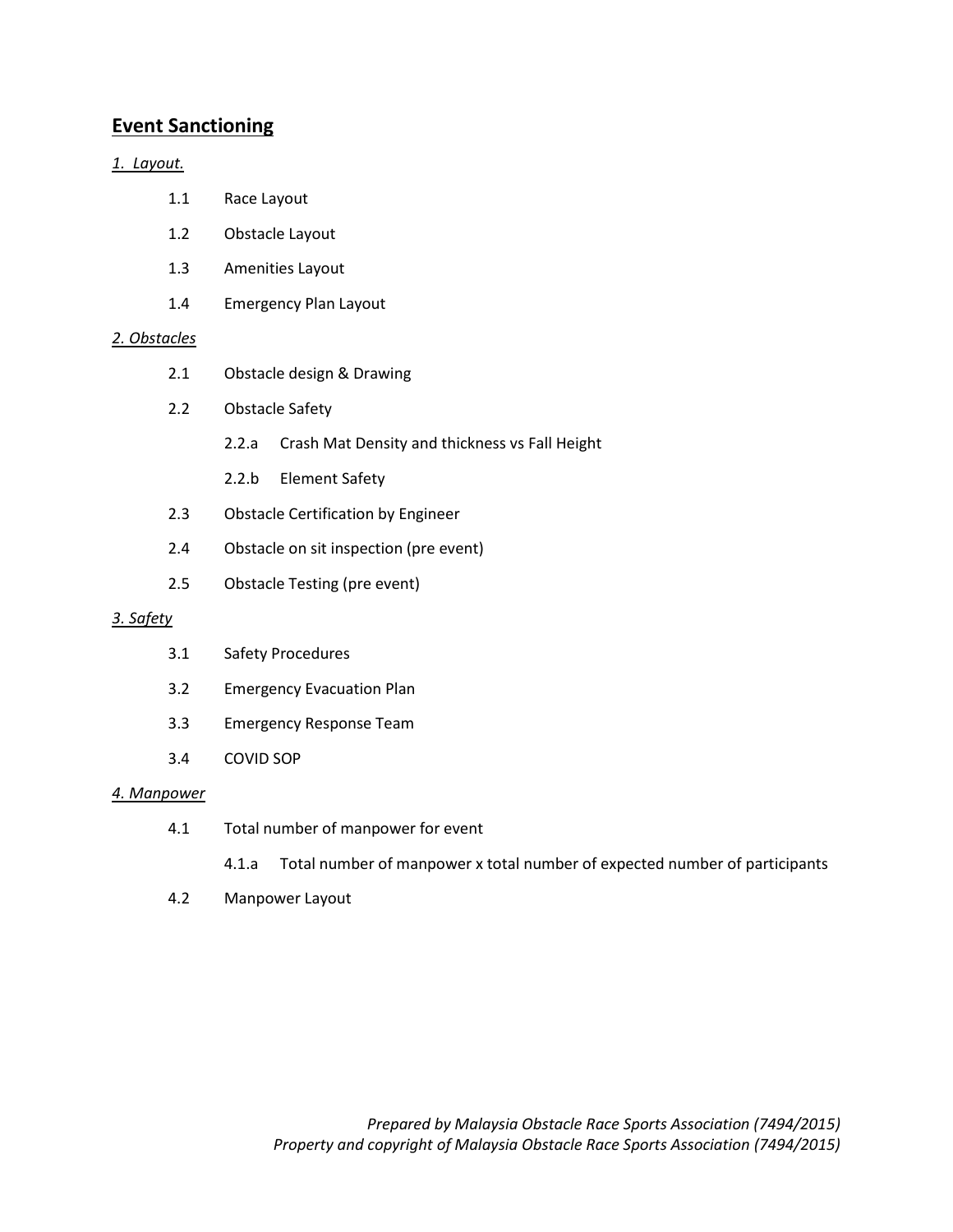## Event Sanctioning

*1. Layout.*

- 1.1 Race Layout
- 1.2 Obstacle Layout
- 1.3 Amenities Layout
- 1.4 Emergency Plan Layout

*2. Obstacles*

- 2.1 Obstacle design & Drawing
- 2.2 Obstacle Safety
    - 2.2.a Crash Mat Density and thickness vs Fall Height
    - 2.2.b Element Safety
- 2.3 Obstacle Certification by Engineer
- 2.4 Obstacle on sit inspection (pre event)
- 2.5 Obstacle Testing (pre event)

*3. Safety*

- 3.1 Safety Procedures
- 3.2 Emergency Evacuation Plan
- 3.3 Emergency Response Team
- 3.4 COVID SOP

*4. Manpower*

- 4.1 Total number of manpower for event
    - 4.1.a Total number of manpower x total number of expected number of participants
- 4.2 Manpower Layout

*Prepared by Malaysia Obstacle Race Sports Association (7494/2015)*
*Property and copyright of Malaysia Obstacle Race Sports Association (7494/2015)*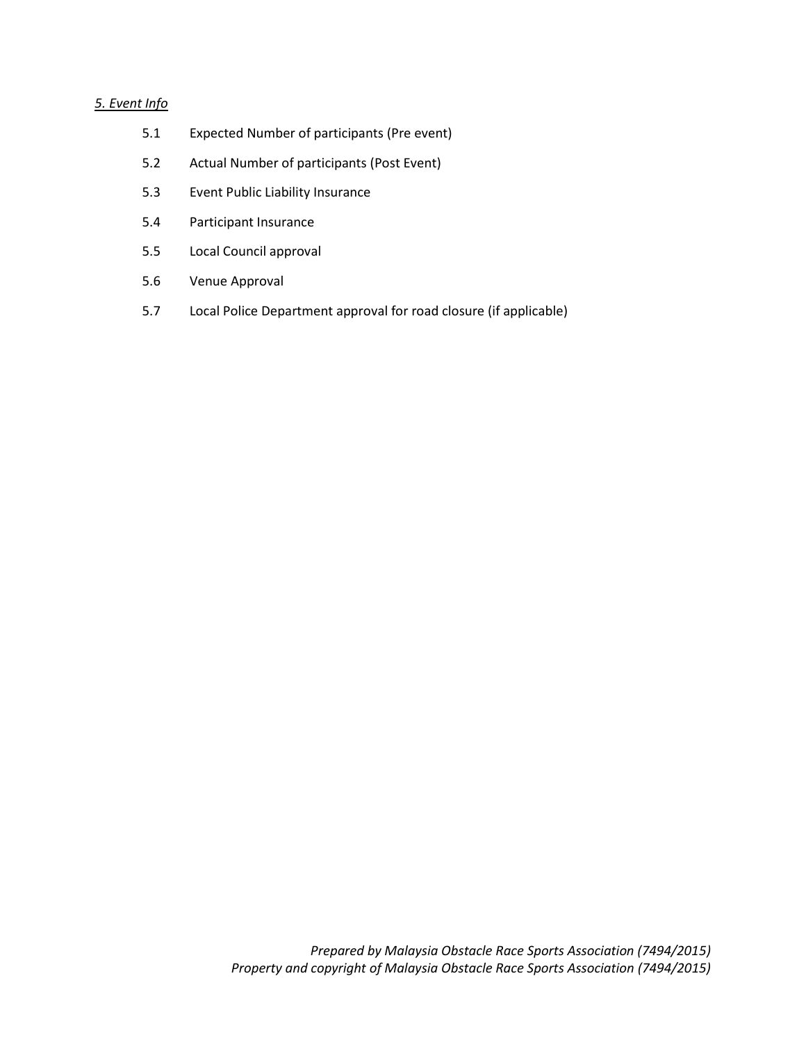*5. Event Info*

5.1 Expected Number of participants (Pre event)

5.2 Actual Number of participants (Post Event)

5.3 Event Public Liability Insurance

5.4 Participant Insurance

5.5 Local Council approval

5.6 Venue Approval

5.7 Local Police Department approval for road closure (if applicable)